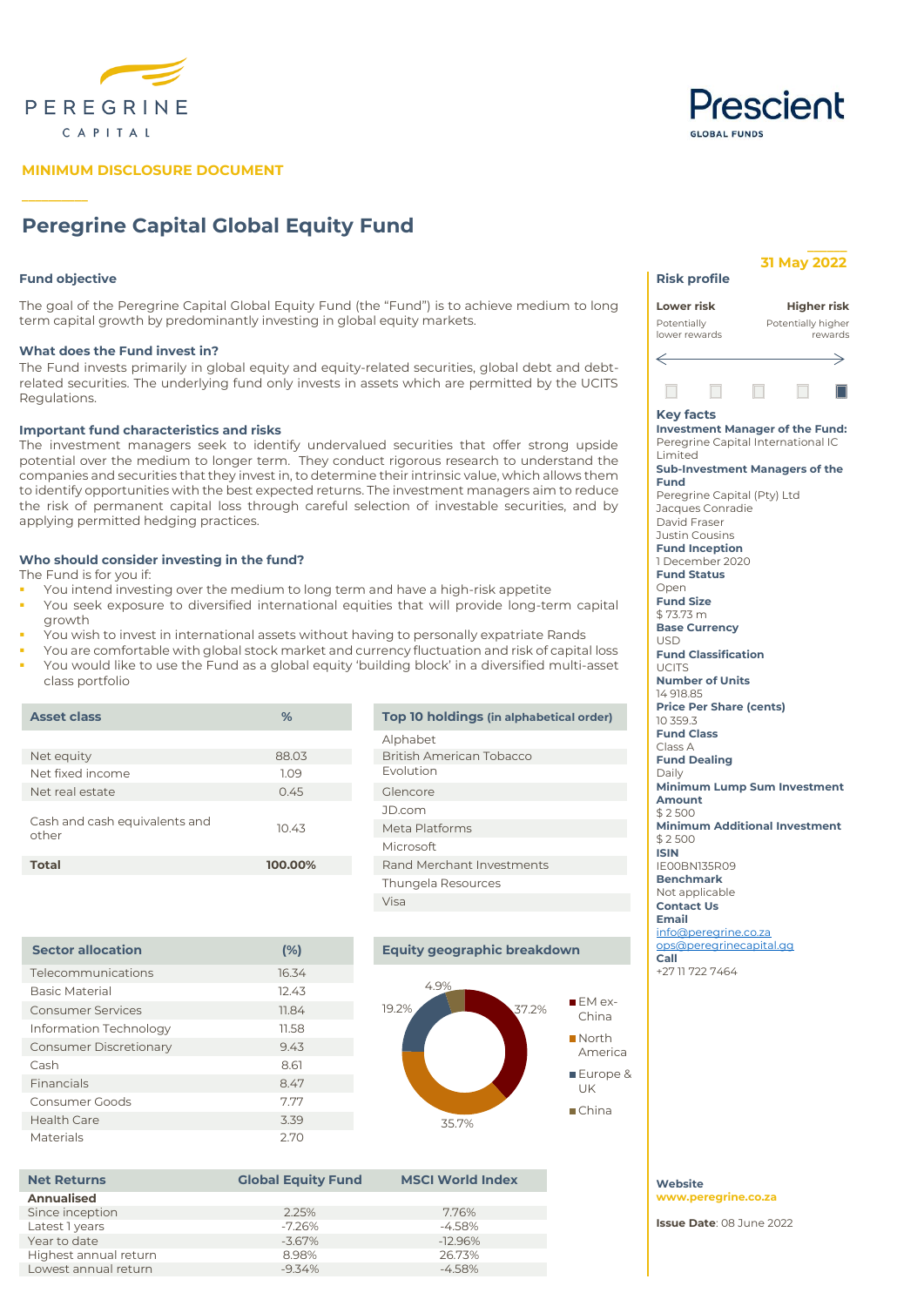PEREGRINE CAPITAL

Prescient GLOBAL FUNDS

**MINIMUM DISCLOSURE DOCUMENT**

# Peregrine Capital Global Equity Fund

**31 May 2022**

### Fund objective

The goal of the Peregrine Capital Global Equity Fund (the "Fund") is to achieve medium to long term capital growth by predominantly investing in global equity markets.

### What does the Fund invest in?

The Fund invests primarily in global equity and equity-related securities, global debt and debt-related securities. The underlying fund only invests in assets which are permitted by the UCITS Regulations.

### Important fund characteristics and risks

The investment managers seek to identify undervalued securities that offer strong upside potential over the medium to longer term. They conduct rigorous research to understand the companies and securities that they invest in, to determine their intrinsic value, which allows them to identify opportunities with the best expected returns. The investment managers aim to reduce the risk of permanent capital loss through careful selection of investable securities, and by applying permitted hedging practices.

### Who should consider investing in the fund?

The Fund is for you if:

- You intend investing over the medium to long term and have a high-risk appetite
- You seek exposure to diversified international equities that will provide long-term capital growth
- You wish to invest in international assets without having to personally expatriate Rands
- You are comfortable with global stock market and currency fluctuation and risk of capital loss
- You would like to use the Fund as a global equity 'building block' in a diversified multi-asset class portfolio

| Asset class | % |
|---|---|
| Net equity | 88.03 |
| Net fixed income | 1.09 |
| Net real estate | 0.45 |
| Cash and cash equivalents and other | 10.43 |
| **Total** | **100.00%** |

| Top 10 holdings (in alphabetical order) |
|---|
| Alphabet |
| British American Tobacco |
| Evolution |
| Glencore |
| JD.com |
| Meta Platforms |
| Microsoft |
| Rand Merchant Investments |
| Thungela Resources |
| Visa |

| Sector allocation | (%) |
|---|---|
| Telecommunications | 16.34 |
| Basic Material | 12.43 |
| Consumer Services | 11.84 |
| Information Technology | 11.58 |
| Consumer Discretionary | 9.43 |
| Cash | 8.61 |
| Financials | 8.47 |
| Consumer Goods | 7.77 |
| Health Care | 3.39 |
| Materials | 2.70 |

### Equity geographic breakdown

| Region | % |
|---|---|
| EM ex-China | 37.2% |
| North America | 35.7% |
| Europe & UK | 19.2% |
| China | 4.9% |

| Net Returns | Global Equity Fund | MSCI World Index |
|---|---|---|
| **Annualised** | | |
| Since inception | 2.25% | 7.76% |
| Latest 1 years | -7.26% | -4.58% |
| Year to date | -3.67% | -12.96% |
| Highest annual return | 8.98% | 26.73% |
| Lowest annual return | -9.34% | -4.58% |

### Risk profile

**Lower risk** – Potentially lower rewards | **Higher risk** – Potentially higher rewards

Risk level: 5 of 5 (Higher risk)

### Key facts

**Investment Manager of the Fund:**
Peregrine Capital International IC Limited

**Sub-Investment Managers of the Fund**
Peregrine Capital (Pty) Ltd
Jacques Conradie
David Fraser
Justin Cousins

**Fund Inception**
1 December 2020

**Fund Status**
Open

**Fund Size**
$ 73.73 m

**Base Currency**
USD

**Fund Classification**
UCITS

**Number of Units**
14 918.85

**Price Per Share (cents)**
10 359.3

**Fund Class**
Class A

**Fund Dealing**
Daily

**Minimum Lump Sum Investment Amount**
$ 2 500

**Minimum Additional Investment**
$ 2 500

**ISIN**
IE00BN135R09

**Benchmark**
Not applicable

**Contact Us**

**Email**
info@peregrine.co.za
ops@peregrinecapital.gg

**Call**
+27 11 722 7464

**Website**
www.peregrine.co.za

**Issue Date**: 08 June 2022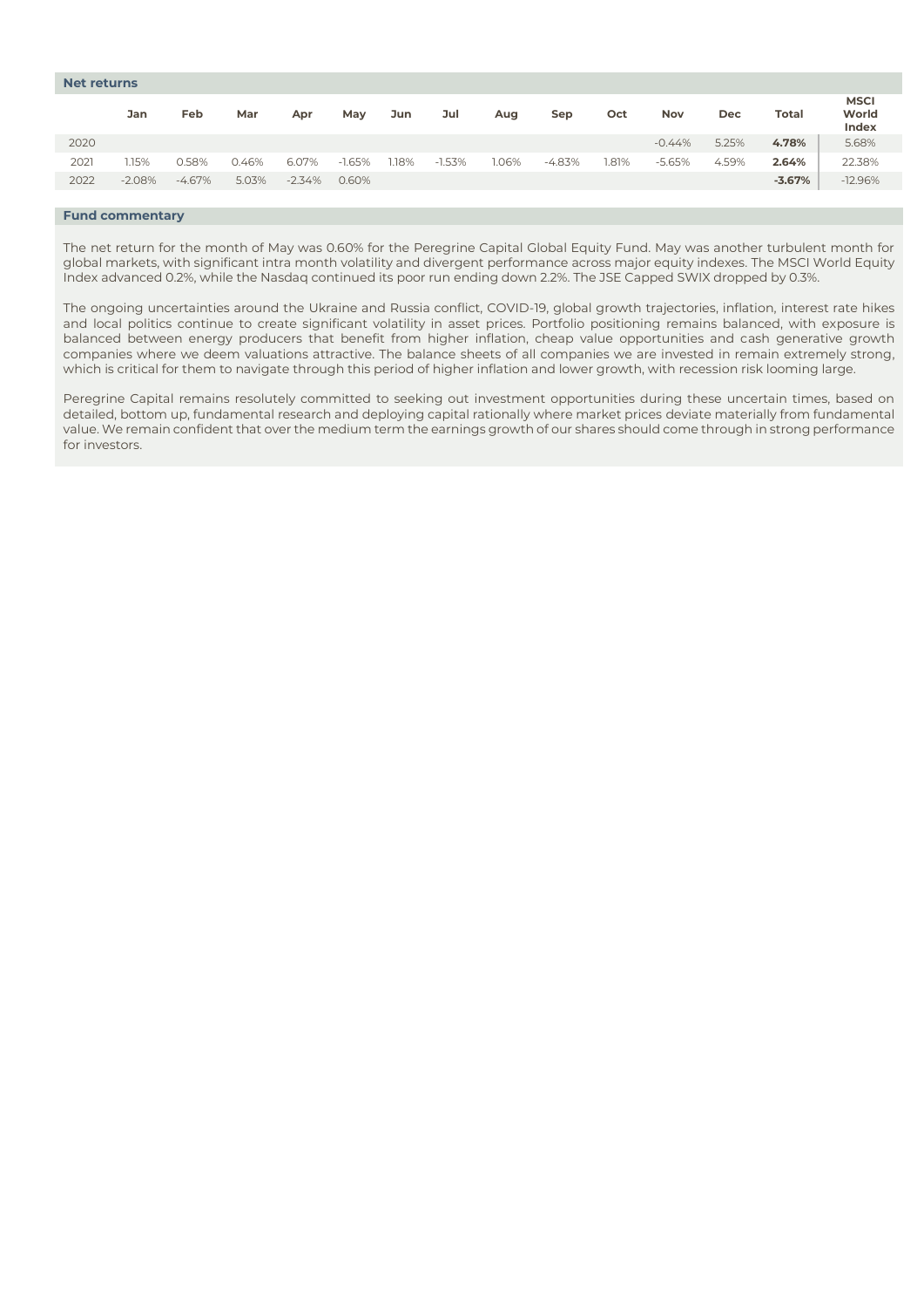## Net returns

| | Jan | Feb | Mar | Apr | May | Jun | Jul | Aug | Sep | Oct | Nov | Dec | Total | MSCI World Index |
|---|---|---|---|---|---|---|---|---|---|---|---|---|---|---|
| 2020 | | | | | | | | | | | -0.44% | 5.25% | **4.78%** | 5.68% |
| 2021 | 1.15% | 0.58% | 0.46% | 6.07% | -1.65% | 1.18% | -1.53% | 1.06% | -4.83% | 1.81% | -5.65% | 4.59% | **2.64%** | 22.38% |
| 2022 | -2.08% | -4.67% | 5.03% | -2.34% | 0.60% | | | | | | | | **-3.67%** | -12.96% |

## Fund commentary

The net return for the month of May was 0.60% for the Peregrine Capital Global Equity Fund. May was another turbulent month for global markets, with significant intra month volatility and divergent performance across major equity indexes. The MSCI World Equity Index advanced 0.2%, while the Nasdaq continued its poor run ending down 2.2%. The JSE Capped SWIX dropped by 0.3%.

The ongoing uncertainties around the Ukraine and Russia conflict, COVID-19, global growth trajectories, inflation, interest rate hikes and local politics continue to create significant volatility in asset prices. Portfolio positioning remains balanced, with exposure is balanced between energy producers that benefit from higher inflation, cheap value opportunities and cash generative growth companies where we deem valuations attractive. The balance sheets of all companies we are invested in remain extremely strong, which is critical for them to navigate through this period of higher inflation and lower growth, with recession risk looming large.

Peregrine Capital remains resolutely committed to seeking out investment opportunities during these uncertain times, based on detailed, bottom up, fundamental research and deploying capital rationally where market prices deviate materially from fundamental value. We remain confident that over the medium term the earnings growth of our shares should come through in strong performance for investors.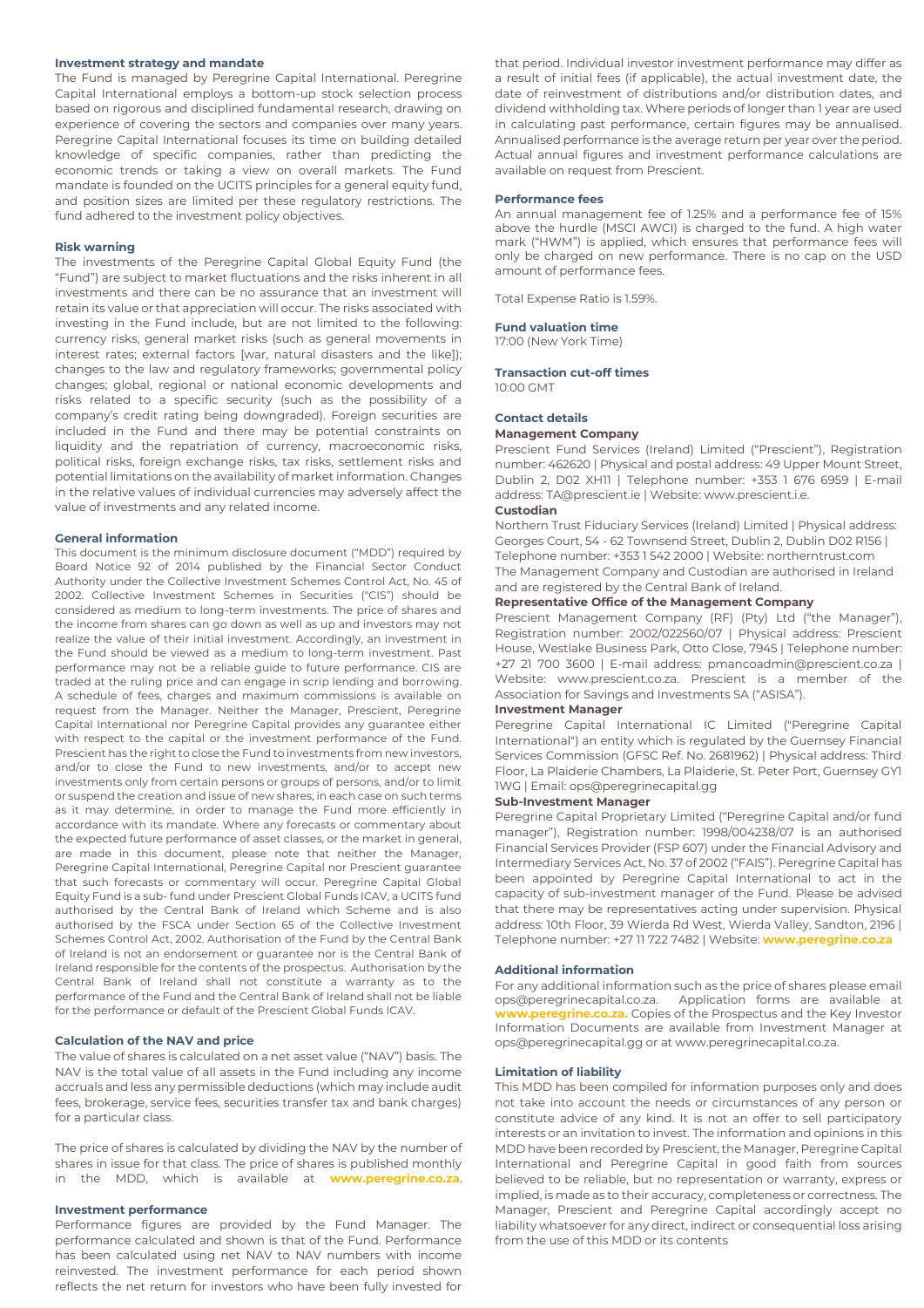## Investment strategy and mandate

The Fund is managed by Peregrine Capital International. Peregrine Capital International employs a bottom-up stock selection process based on rigorous and disciplined fundamental research, drawing on experience of covering the sectors and companies over many years. Peregrine Capital International focuses its time on building detailed knowledge of specific companies, rather than predicting the economic trends or taking a view on overall markets. The Fund mandate is founded on the UCITS principles for a general equity fund, and position sizes are limited per these regulatory restrictions. The fund adhered to the investment policy objectives.

## Risk warning

The investments of the Peregrine Capital Global Equity Fund (the "Fund") are subject to market fluctuations and the risks inherent in all investments and there can be no assurance that an investment will retain its value or that appreciation will occur. The risks associated with investing in the Fund include, but are not limited to the following: currency risks, general market risks (such as general movements in interest rates; external factors [war, natural disasters and the like]); changes to the law and regulatory frameworks; governmental policy changes; global, regional or national economic developments and risks related to a specific security (such as the possibility of a company's credit rating being downgraded). Foreign securities are included in the Fund and there may be potential constraints on liquidity and the repatriation of currency, macroeconomic risks, political risks, foreign exchange risks, tax risks, settlement risks and potential limitations on the availability of market information. Changes in the relative values of individual currencies may adversely affect the value of investments and any related income.

## General information

This document is the minimum disclosure document ("MDD") required by Board Notice 92 of 2014 published by the Financial Sector Conduct Authority under the Collective Investment Schemes Control Act, No. 45 of 2002. Collective Investment Schemes in Securities ("CIS") should be considered as medium to long-term investments. The price of shares and the income from shares can go down as well as up and investors may not realize the value of their initial investment. Accordingly, an investment in the Fund should be viewed as a medium to long-term investment. Past performance may not be a reliable guide to future performance. CIS are traded at the ruling price and can engage in scrip lending and borrowing. A schedule of fees, charges and maximum commissions is available on request from the Manager. Neither the Manager, Prescient, Peregrine Capital International nor Peregrine Capital provides any guarantee either with respect to the capital or the investment performance of the Fund. Prescient has the right to close the Fund to investments from new investors, and/or to close the Fund to new investments, and/or to accept new investments only from certain persons or groups of persons, and/or to limit or suspend the creation and issue of new shares, in each case on such terms as it may determine, in order to manage the Fund more efficiently in accordance with its mandate. Where any forecasts or commentary about the expected future performance of asset classes, or the market in general, are made in this document, please note that neither the Manager, Peregrine Capital International, Peregrine Capital nor Prescient guarantee that such forecasts or commentary will occur. Peregrine Capital Global Equity Fund is a sub- fund under Prescient Global Funds ICAV, a UCITS fund authorised by the Central Bank of Ireland which Scheme and is also authorised by the FSCA under Section 65 of the Collective Investment Schemes Control Act, 2002. Authorisation of the Fund by the Central Bank of Ireland is not an endorsement or guarantee nor is the Central Bank of Ireland responsible for the contents of the prospectus. Authorisation by the Central Bank of Ireland shall not constitute a warranty as to the performance of the Fund and the Central Bank of Ireland shall not be liable for the performance or default of the Prescient Global Funds ICAV.

## Calculation of the NAV and price

The value of shares is calculated on a net asset value ("NAV") basis. The NAV is the total value of all assets in the Fund including any income accruals and less any permissible deductions (which may include audit fees, brokerage, service fees, securities transfer tax and bank charges) for a particular class.

The price of shares is calculated by dividing the NAV by the number of shares in issue for that class. The price of shares is published monthly in the MDD, which is available at **www.peregrine.co.za**.

## Investment performance

Performance figures are provided by the Fund Manager. The performance calculated and shown is that of the Fund. Performance has been calculated using net NAV to NAV numbers with income reinvested. The investment performance for each period shown reflects the net return for investors who have been fully invested for that period. Individual investor investment performance may differ as a result of initial fees (if applicable), the actual investment date, the date of reinvestment of distributions and/or distribution dates, and dividend withholding tax. Where periods of longer than 1 year are used in calculating past performance, certain figures may be annualised. Annualised performance is the average return per year over the period. Actual annual figures and investment performance calculations are available on request from Prescient.

## Performance fees

An annual management fee of 1.25% and a performance fee of 15% above the hurdle (MSCI AWCI) is charged to the fund. A high water mark ("HWM") is applied, which ensures that performance fees will only be charged on new performance. There is no cap on the USD amount of performance fees.

Total Expense Ratio is 1.59%.

## Fund valuation time

17:00 (New York Time)

## Transaction cut-off times

10:00 GMT

## Contact details

### Management Company

Prescient Fund Services (Ireland) Limited ("Prescient"), Registration number: 462620 | Physical and postal address: 49 Upper Mount Street, Dublin 2, D02 XH11 | Telephone number: +353 1 676 6959 | E-mail address: TA@prescient.ie | Website: www.prescient.i.e.

### Custodian

Northern Trust Fiduciary Services (Ireland) Limited | Physical address: Georges Court, 54 - 62 Townsend Street, Dublin 2, Dublin D02 R156 | Telephone number: +353 1 542 2000 | Website: northerntrust.com
The Management Company and Custodian are authorised in Ireland and are registered by the Central Bank of Ireland.

### Representative Office of the Management Company

Prescient Management Company (RF) (Pty) Ltd ("the Manager"), Registration number: 2002/022560/07 | Physical address: Prescient House, Westlake Business Park, Otto Close, 7945 | Telephone number: +27 21 700 3600 | E-mail address: pmancoadmin@prescient.co.za | Website: www.prescient.co.za. Prescient is a member of the Association for Savings and Investments SA ("ASISA").

### Investment Manager

Peregrine Capital International IC Limited ("Peregrine Capital International") an entity which is regulated by the Guernsey Financial Services Commission (GFSC Ref. No. 2681962) | Physical address: Third Floor, La Plaiderie Chambers, La Plaiderie, St. Peter Port, Guernsey GY1 1WG | Email: ops@peregrinecapital.gg

### Sub-Investment Manager

Peregrine Capital Proprietary Limited ("Peregrine Capital and/or fund manager"), Registration number: 1998/004238/07 is an authorised Financial Services Provider (FSP 607) under the Financial Advisory and Intermediary Services Act, No. 37 of 2002 ("FAIS"). Peregrine Capital has been appointed by Peregrine Capital International to act in the capacity of sub-investment manager of the Fund. Please be advised that there may be representatives acting under supervision. Physical address: 10th Floor, 39 Wierda Rd West, Wierda Valley, Sandton, 2196 | Telephone number: +27 11 722 7482 | Website: **www.peregrine.co.za**

## Additional information

For any additional information such as the price of shares please email ops@peregrinecapital.co.za. Application forms are available at **www.peregrine.co.za.** Copies of the Prospectus and the Key Investor Information Documents are available from Investment Manager at ops@peregrinecapital.gg or at www.peregrinecapital.co.za.

## Limitation of liability

This MDD has been compiled for information purposes only and does not take into account the needs or circumstances of any person or constitute advice of any kind. It is not an offer to sell participatory interests or an invitation to invest. The information and opinions in this MDD have been recorded by Prescient, the Manager, Peregrine Capital International and Peregrine Capital in good faith from sources believed to be reliable, but no representation or warranty, express or implied, is made as to their accuracy, completeness or correctness. The Manager, Prescient and Peregrine Capital accordingly accept no liability whatsoever for any direct, indirect or consequential loss arising from the use of this MDD or its contents